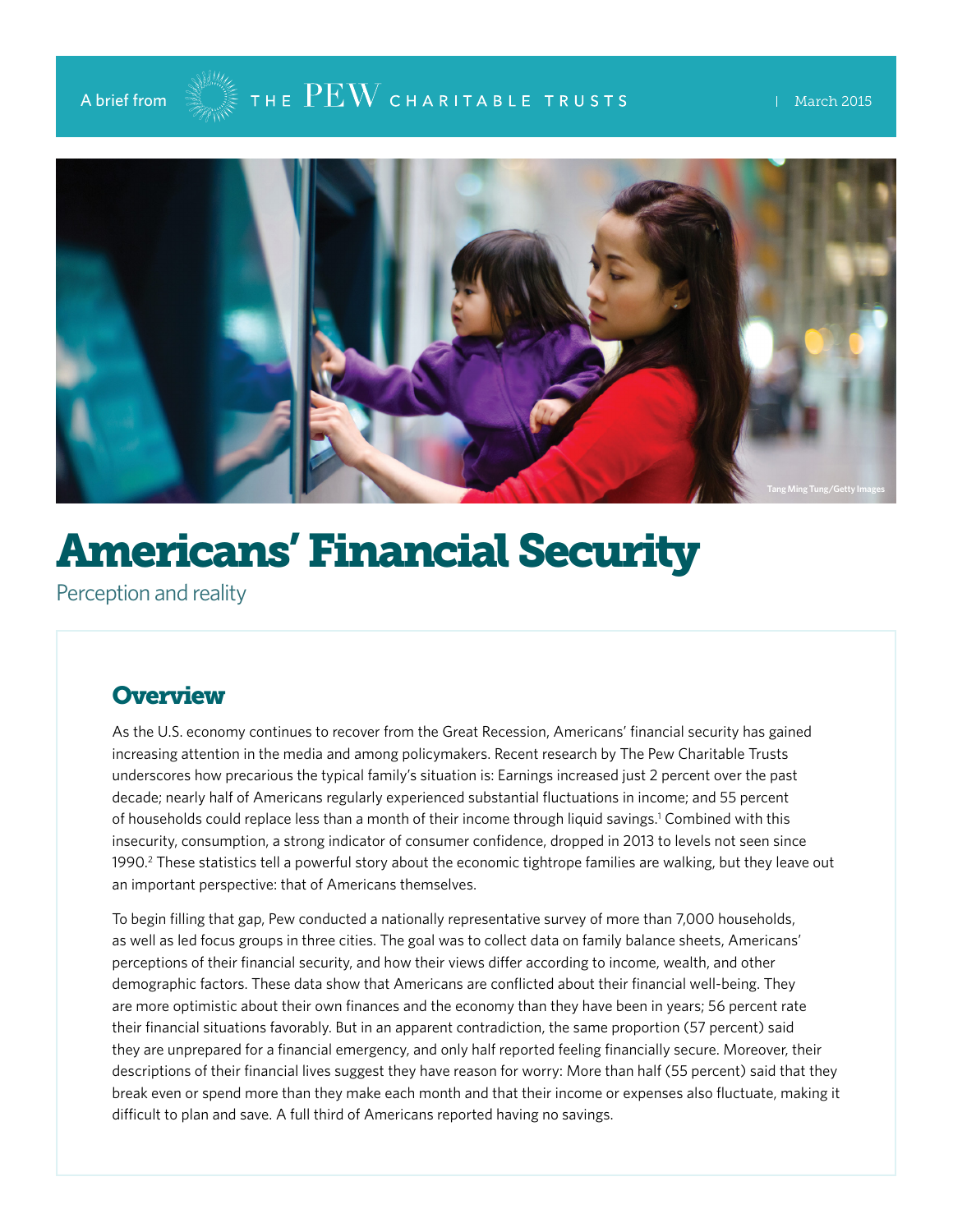A brief from THE PEW CHARITABLE TRUSTS | March 2015

Tang Ming Tung/Getty Images

# Americans' Financial Security

Perception and reality

## Overview

As the U.S. economy continues to recover from the Great Recession, Americans' financial security has gained increasing attention in the media and among policymakers. Recent research by The Pew Charitable Trusts underscores how precarious the typical family's situation is: Earnings increased just 2 percent over the past decade; nearly half of Americans regularly experienced substantial fluctuations in income; and 55 percent of households could replace less than a month of their income through liquid savings.[1] Combined with this insecurity, consumption, a strong indicator of consumer confidence, dropped in 2013 to levels not seen since 1990.[2] These statistics tell a powerful story about the economic tightrope families are walking, but they leave out an important perspective: that of Americans themselves.

To begin filling that gap, Pew conducted a nationally representative survey of more than 7,000 households, as well as led focus groups in three cities. The goal was to collect data on family balance sheets, Americans' perceptions of their financial security, and how their views differ according to income, wealth, and other demographic factors. These data show that Americans are conflicted about their financial well-being. They are more optimistic about their own finances and the economy than they have been in years; 56 percent rate their financial situations favorably. But in an apparent contradiction, the same proportion (57 percent) said they are unprepared for a financial emergency, and only half reported feeling financially secure. Moreover, their descriptions of their financial lives suggest they have reason for worry: More than half (55 percent) said that they break even or spend more than they make each month and that their income or expenses also fluctuate, making it difficult to plan and save. A full third of Americans reported having no savings.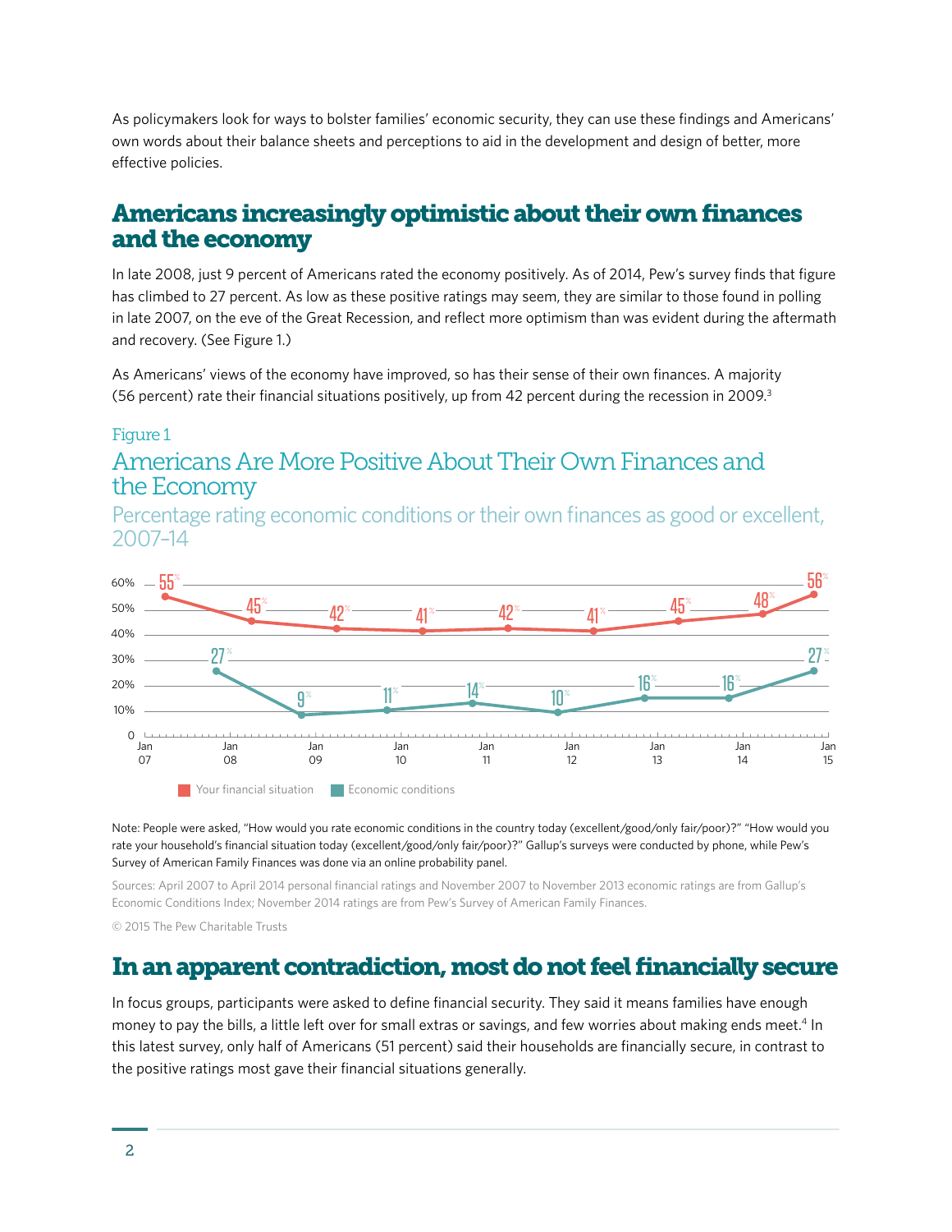As policymakers look for ways to bolster families' economic security, they can use these findings and Americans' own words about their balance sheets and perceptions to aid in the development and design of better, more effective policies.

## Americans increasingly optimistic about their own finances and the economy

In late 2008, just 9 percent of Americans rated the economy positively. As of 2014, Pew's survey finds that figure has climbed to 27 percent. As low as these positive ratings may seem, they are similar to those found in polling in late 2007, on the eve of the Great Recession, and reflect more optimism than was evident during the aftermath and recovery. (See Figure 1.)

As Americans' views of the economy have improved, so has their sense of their own finances. A majority (56 percent) rate their financial situations positively, up from 42 percent during the recession in 2009.[3]

Figure 1

### Americans Are More Positive About Their Own Finances and the Economy

Percentage rating economic conditions or their own finances as good or excellent, 2007–14

| Series | | | | | | | | | |
|---|---|---|---|---|---|---|---|---|---|
| Your financial situation | 55% | 45% | 42% | 41% | 42% | 41% | 45% | 48% | 56% |
| Economic conditions | | 27% | 9% | 11% | 14% | 10% | 16% | 16% | 27% |

Note: People were asked, "How would you rate economic conditions in the country today (excellent/good/only fair/poor)?" "How would you rate your household's financial situation today (excellent/good/only fair/poor)?" Gallup's surveys were conducted by phone, while Pew's Survey of American Family Finances was done via an online probability panel.

Sources: April 2007 to April 2014 personal financial ratings and November 2007 to November 2013 economic ratings are from Gallup's Economic Conditions Index; November 2014 ratings are from Pew's Survey of American Family Finances.

© 2015 The Pew Charitable Trusts

## In an apparent contradiction, most do not feel financially secure

In focus groups, participants were asked to define financial security. They said it means families have enough money to pay the bills, a little left over for small extras or savings, and few worries about making ends meet.[4] In this latest survey, only half of Americans (51 percent) said their households are financially secure, in contrast to the positive ratings most gave their financial situations generally.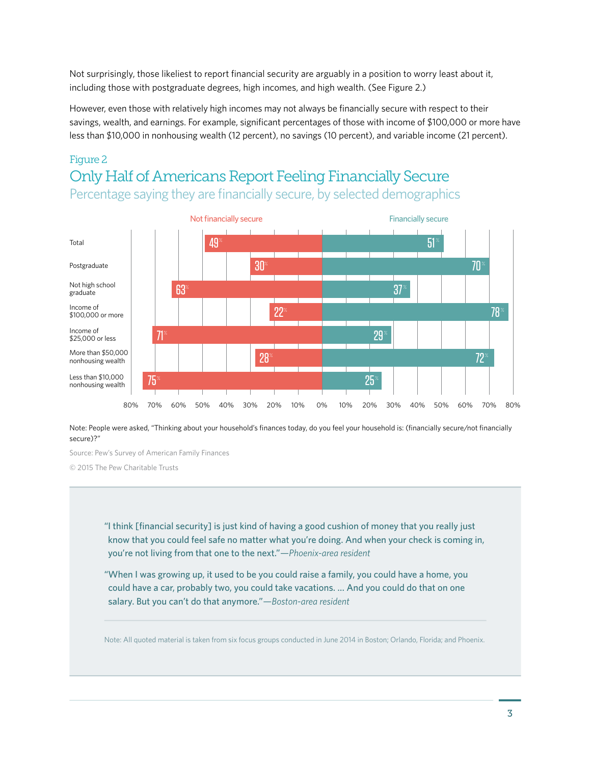Not surprisingly, those likeliest to report financial security are arguably in a position to worry least about it, including those with postgraduate degrees, high incomes, and high wealth. (See Figure 2.)

However, even those with relatively high incomes may not always be financially secure with respect to their savings, wealth, and earnings. For example, significant percentages of those with income of $100,000 or more have less than $10,000 in nonhousing wealth (12 percent), no savings (10 percent), and variable income (21 percent).

## Figure 2

## Only Half of Americans Report Feeling Financially Secure

### Percentage saying they are financially secure, by selected demographics

| | Not financially secure | Financially secure |
|---|---|---|
| Total | 49% | 51% |
| Postgraduate | 30% | 70% |
| Not high school graduate | 63% | 37% |
| Income of $100,000 or more | 22% | 78% |
| Income of $25,000 or less | 71% | 29% |
| More than $50,000 nonhousing wealth | 28% | 72% |
| Less than $10,000 nonhousing wealth | 75% | 25% |

Note: People were asked, "Thinking about your household's finances today, do you feel your household is: (financially secure/not financially secure)?"

Source: Pew's Survey of American Family Finances

© 2015 The Pew Charitable Trusts

"I think [financial security] is just kind of having a good cushion of money that you really just know that you could feel safe no matter what you're doing. And when your check is coming in, you're not living from that one to the next."—*Phoenix-area resident*

"When I was growing up, it used to be you could raise a family, you could have a home, you could have a car, probably two, you could take vacations. … And you could do that on one salary. But you can't do that anymore."—*Boston-area resident*

Note: All quoted material is taken from six focus groups conducted in June 2014 in Boston; Orlando, Florida; and Phoenix.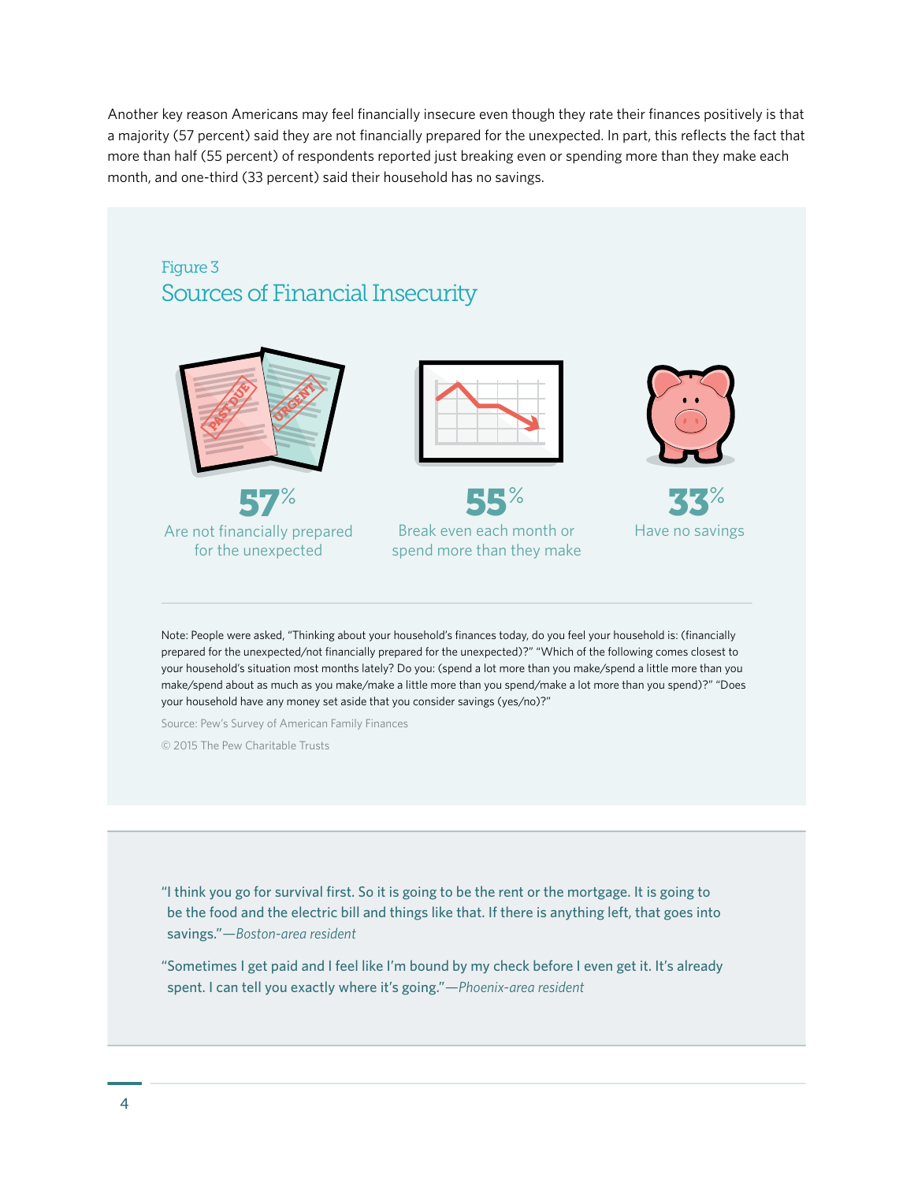Another key reason Americans may feel financially insecure even though they rate their finances positively is that a majority (57 percent) said they are not financially prepared for the unexpected. In part, this reflects the fact that more than half (55 percent) of respondents reported just breaking even or spending more than they make each month, and one-third (33 percent) said their household has no savings.

Figure 3

## Sources of Financial Insecurity

**57%**
Are not financially prepared for the unexpected

**55%**
Break even each month or spend more than they make

**33%**
Have no savings

Note: People were asked, "Thinking about your household's finances today, do you feel your household is: (financially prepared for the unexpected/not financially prepared for the unexpected)?" "Which of the following comes closest to your household's situation most months lately? Do you: (spend a lot more than you make/spend a little more than you make/spend about as much as you make/make a little more than you spend/make a lot more than you spend)?" "Does your household have any money set aside that you consider savings (yes/no)?"

Source: Pew's Survey of American Family Finances

© 2015 The Pew Charitable Trusts

"I think you go for survival first. So it is going to be the rent or the mortgage. It is going to be the food and the electric bill and things like that. If there is anything left, that goes into savings."—*Boston-area resident*

"Sometimes I get paid and I feel like I'm bound by my check before I even get it. It's already spent. I can tell you exactly where it's going."—*Phoenix-area resident*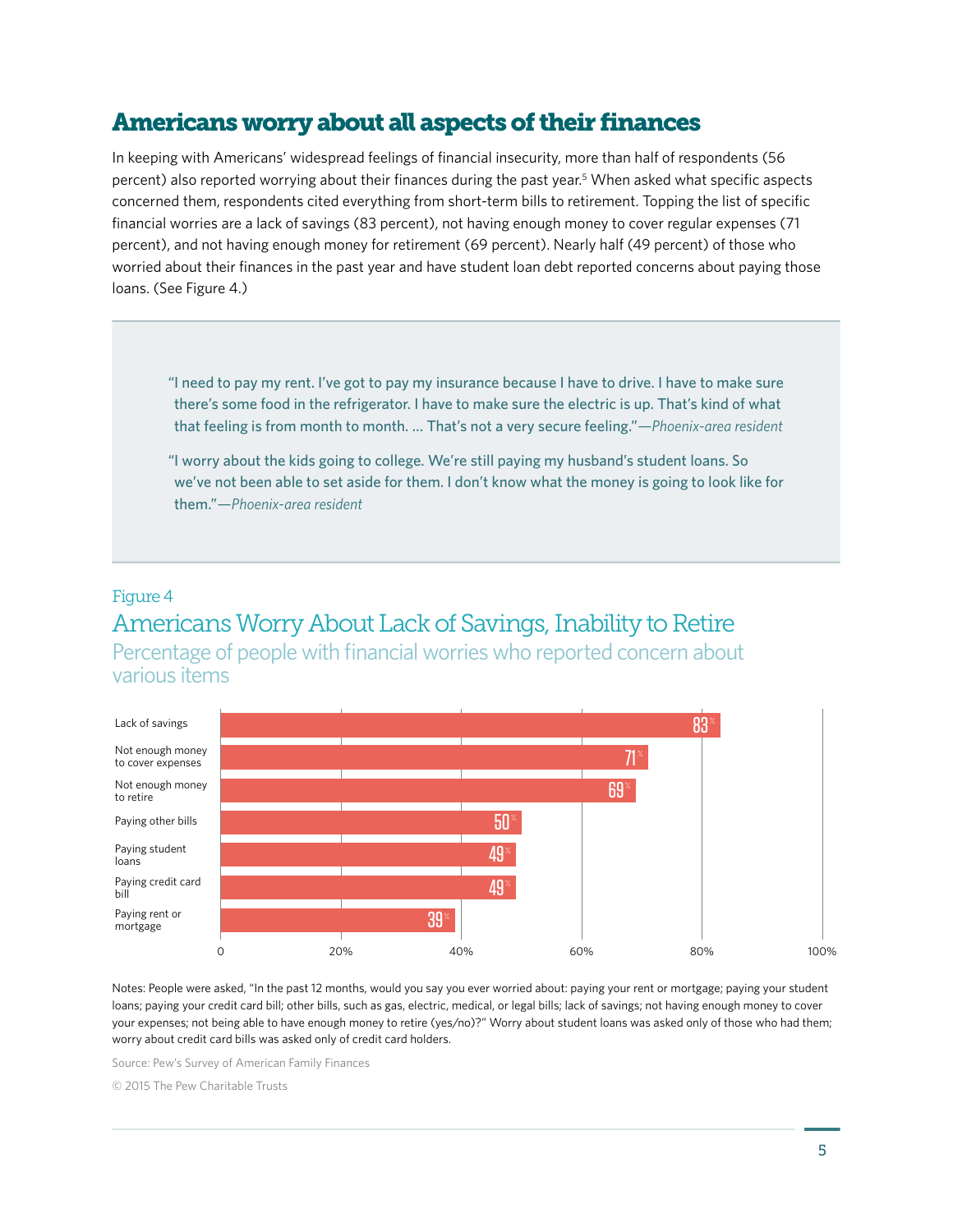## Americans worry about all aspects of their finances

In keeping with Americans' widespread feelings of financial insecurity, more than half of respondents (56 percent) also reported worrying about their finances during the past year.[5] When asked what specific aspects concerned them, respondents cited everything from short-term bills to retirement. Topping the list of specific financial worries are a lack of savings (83 percent), not having enough money to cover regular expenses (71 percent), and not having enough money for retirement (69 percent). Nearly half (49 percent) of those who worried about their finances in the past year and have student loan debt reported concerns about paying those loans. (See Figure 4.)

> "I need to pay my rent. I've got to pay my insurance because I have to drive. I have to make sure there's some food in the refrigerator. I have to make sure the electric is up. That's kind of what that feeling is from month to month. … That's not a very secure feeling."—*Phoenix-area resident*

> "I worry about the kids going to college. We're still paying my husband's student loans. So we've not been able to set aside for them. I don't know what the money is going to look like for them."—*Phoenix-area resident*

Figure 4

### Americans Worry About Lack of Savings, Inability to Retire

Percentage of people with financial worries who reported concern about various items

| Item | Percentage |
|---|---|
| Lack of savings | 83% |
| Not enough money to cover expenses | 71% |
| Not enough money to retire | 69% |
| Paying other bills | 50% |
| Paying student loans | 49% |
| Paying credit card bill | 49% |
| Paying rent or mortgage | 39% |

Notes: People were asked, "In the past 12 months, would you say you ever worried about: paying your rent or mortgage; paying your student loans; paying your credit card bill; other bills, such as gas, electric, medical, or legal bills; lack of savings; not having enough money to cover your expenses; not being able to have enough money to retire (yes/no)?" Worry about student loans was asked only of those who had them; worry about credit card bills was asked only of credit card holders.

Source: Pew's Survey of American Family Finances

© 2015 The Pew Charitable Trusts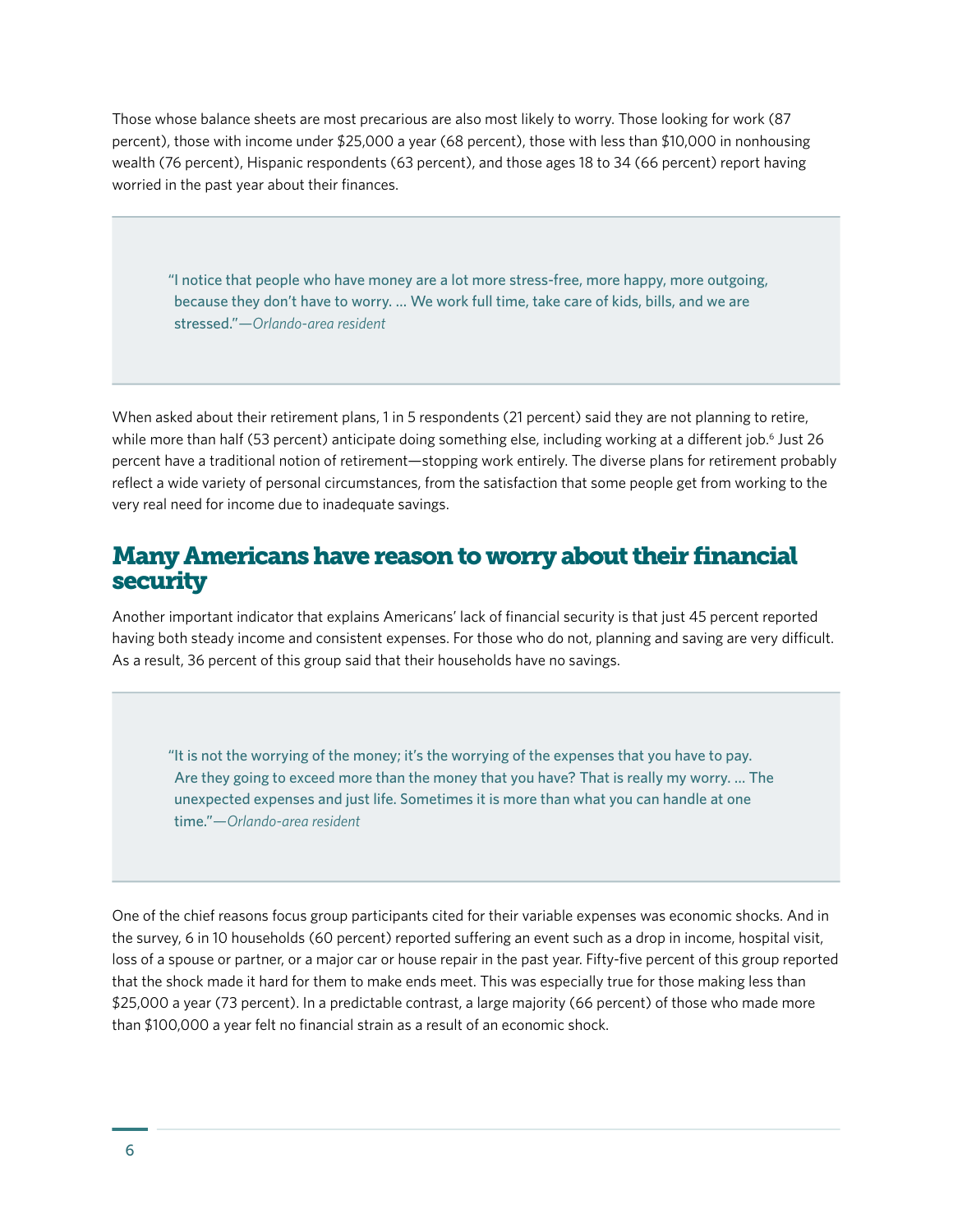Those whose balance sheets are most precarious are also most likely to worry. Those looking for work (87 percent), those with income under $25,000 a year (68 percent), those with less than $10,000 in nonhousing wealth (76 percent), Hispanic respondents (63 percent), and those ages 18 to 34 (66 percent) report having worried in the past year about their finances.

> "I notice that people who have money are a lot more stress-free, more happy, more outgoing, because they don't have to worry. … We work full time, take care of kids, bills, and we are stressed."—*Orlando-area resident*

When asked about their retirement plans, 1 in 5 respondents (21 percent) said they are not planning to retire, while more than half (53 percent) anticipate doing something else, including working at a different job.[6] Just 26 percent have a traditional notion of retirement—stopping work entirely. The diverse plans for retirement probably reflect a wide variety of personal circumstances, from the satisfaction that some people get from working to the very real need for income due to inadequate savings.

## Many Americans have reason to worry about their financial security

Another important indicator that explains Americans' lack of financial security is that just 45 percent reported having both steady income and consistent expenses. For those who do not, planning and saving are very difficult. As a result, 36 percent of this group said that their households have no savings.

> "It is not the worrying of the money; it's the worrying of the expenses that you have to pay. Are they going to exceed more than the money that you have? That is really my worry. … The unexpected expenses and just life. Sometimes it is more than what you can handle at one time."—*Orlando-area resident*

One of the chief reasons focus group participants cited for their variable expenses was economic shocks. And in the survey, 6 in 10 households (60 percent) reported suffering an event such as a drop in income, hospital visit, loss of a spouse or partner, or a major car or house repair in the past year. Fifty-five percent of this group reported that the shock made it hard for them to make ends meet. This was especially true for those making less than $25,000 a year (73 percent). In a predictable contrast, a large majority (66 percent) of those who made more than $100,000 a year felt no financial strain as a result of an economic shock.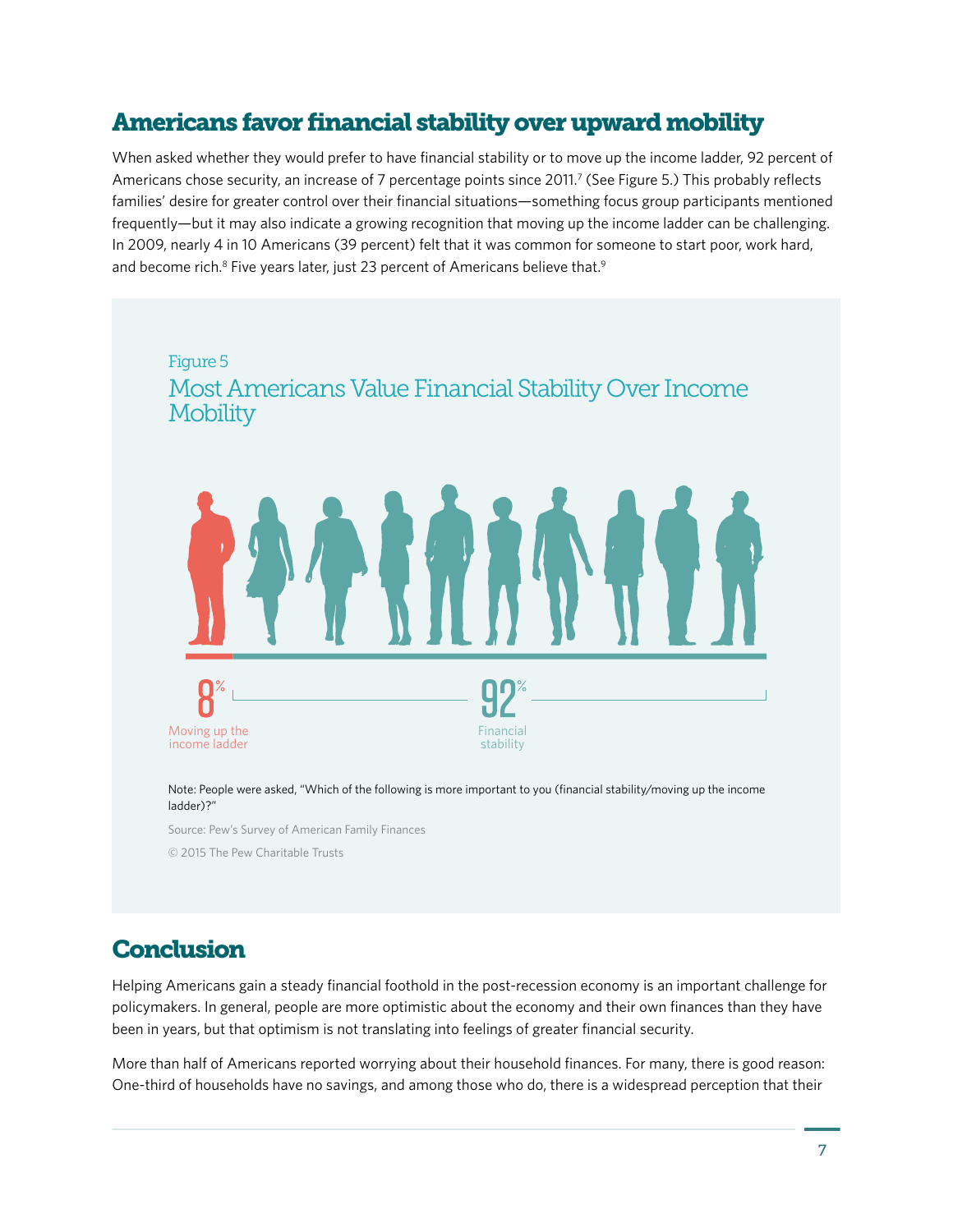## Americans favor financial stability over upward mobility

When asked whether they would prefer to have financial stability or to move up the income ladder, 92 percent of Americans chose security, an increase of 7 percentage points since 2011.[7] (See Figure 5.) This probably reflects families' desire for greater control over their financial situations—something focus group participants mentioned frequently—but it may also indicate a growing recognition that moving up the income ladder can be challenging. In 2009, nearly 4 in 10 Americans (39 percent) felt that it was common for someone to start poor, work hard, and become rich.[8] Five years later, just 23 percent of Americans believe that.[9]

Figure 5

Most Americans Value Financial Stability Over Income Mobility

8% Moving up the income ladder

92% Financial stability

Note: People were asked, "Which of the following is more important to you (financial stability/moving up the income ladder)?"

Source: Pew's Survey of American Family Finances

© 2015 The Pew Charitable Trusts

## Conclusion

Helping Americans gain a steady financial foothold in the post-recession economy is an important challenge for policymakers. In general, people are more optimistic about the economy and their own finances than they have been in years, but that optimism is not translating into feelings of greater financial security.

More than half of Americans reported worrying about their household finances. For many, there is good reason: One-third of households have no savings, and among those who do, there is a widespread perception that their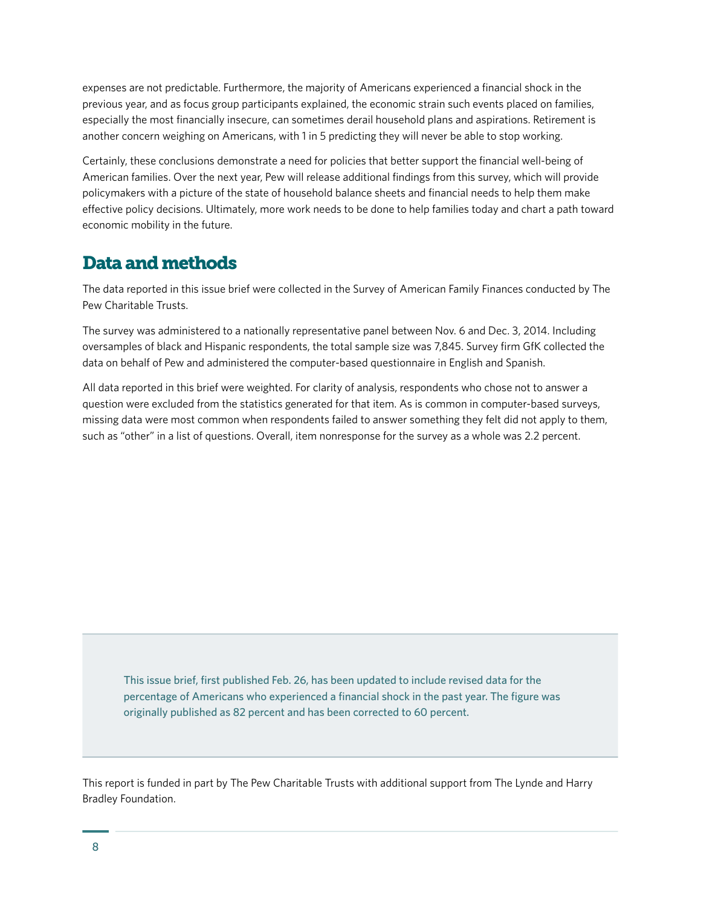expenses are not predictable. Furthermore, the majority of Americans experienced a financial shock in the previous year, and as focus group participants explained, the economic strain such events placed on families, especially the most financially insecure, can sometimes derail household plans and aspirations. Retirement is another concern weighing on Americans, with 1 in 5 predicting they will never be able to stop working.

Certainly, these conclusions demonstrate a need for policies that better support the financial well-being of American families. Over the next year, Pew will release additional findings from this survey, which will provide policymakers with a picture of the state of household balance sheets and financial needs to help them make effective policy decisions. Ultimately, more work needs to be done to help families today and chart a path toward economic mobility in the future.

## Data and methods

The data reported in this issue brief were collected in the Survey of American Family Finances conducted by The Pew Charitable Trusts.

The survey was administered to a nationally representative panel between Nov. 6 and Dec. 3, 2014. Including oversamples of black and Hispanic respondents, the total sample size was 7,845. Survey firm GfK collected the data on behalf of Pew and administered the computer-based questionnaire in English and Spanish.

All data reported in this brief were weighted. For clarity of analysis, respondents who chose not to answer a question were excluded from the statistics generated for that item. As is common in computer-based surveys, missing data were most common when respondents failed to answer something they felt did not apply to them, such as "other" in a list of questions. Overall, item nonresponse for the survey as a whole was 2.2 percent.

This issue brief, first published Feb. 26, has been updated to include revised data for the percentage of Americans who experienced a financial shock in the past year. The figure was originally published as 82 percent and has been corrected to 60 percent.

This report is funded in part by The Pew Charitable Trusts with additional support from The Lynde and Harry Bradley Foundation.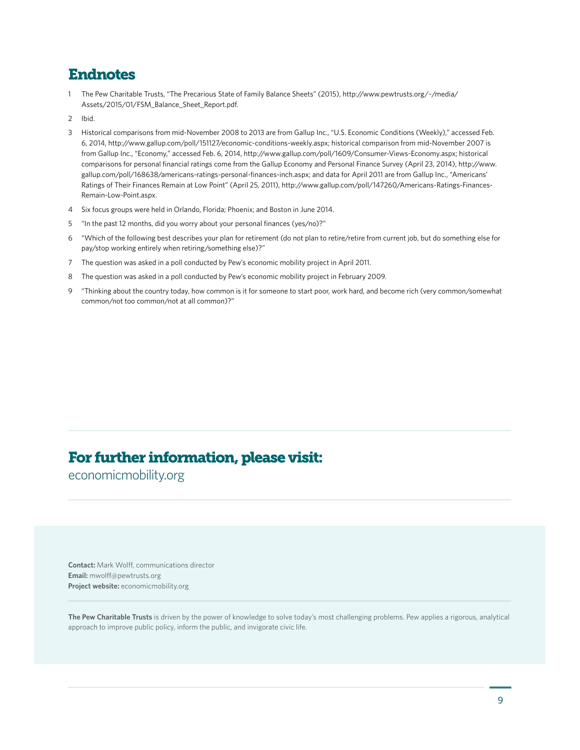## Endnotes

1. The Pew Charitable Trusts, "The Precarious State of Family Balance Sheets" (2015), http://www.pewtrusts.org/~/media/Assets/2015/01/FSM_Balance_Sheet_Report.pdf.
2. Ibid.
3. Historical comparisons from mid-November 2008 to 2013 are from Gallup Inc., "U.S. Economic Conditions (Weekly)," accessed Feb. 6, 2014, http://www.gallup.com/poll/151127/economic-conditions-weekly.aspx; historical comparison from mid-November 2007 is from Gallup Inc., "Economy," accessed Feb. 6, 2014, http://www.gallup.com/poll/1609/Consumer-Views-Economy.aspx; historical comparisons for personal financial ratings come from the Gallup Economy and Personal Finance Survey (April 23, 2014), http://www.gallup.com/poll/168638/americans-ratings-personal-finances-inch.aspx; and data for April 2011 are from Gallup Inc., "Americans' Ratings of Their Finances Remain at Low Point" (April 25, 2011), http://www.gallup.com/poll/147260/Americans-Ratings-Finances-Remain-Low-Point.aspx.
4. Six focus groups were held in Orlando, Florida; Phoenix; and Boston in June 2014.
5. "In the past 12 months, did you worry about your personal finances (yes/no)?"
6. "Which of the following best describes your plan for retirement (do not plan to retire/retire from current job, but do something else for pay/stop working entirely when retiring/something else)?"
7. The question was asked in a poll conducted by Pew's economic mobility project in April 2011.
8. The question was asked in a poll conducted by Pew's economic mobility project in February 2009.
9. "Thinking about the country today, how common is it for someone to start poor, work hard, and become rich (very common/somewhat common/not too common/not at all common)?"

## For further information, please visit:

economicmobility.org

**Contact:** Mark Wolff, communications director
**Email:** mwolff@pewtrusts.org
**Project website:** economicmobility.org

**The Pew Charitable Trusts** is driven by the power of knowledge to solve today's most challenging problems. Pew applies a rigorous, analytical approach to improve public policy, inform the public, and invigorate civic life.